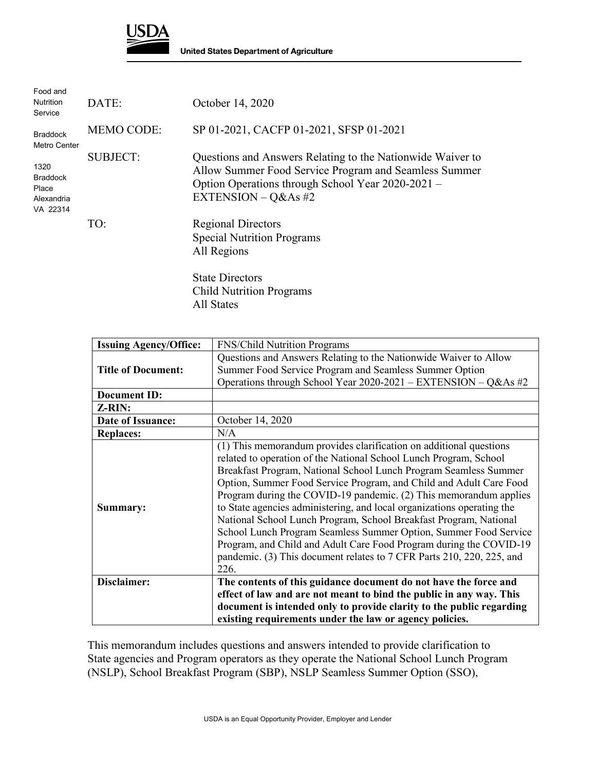USDA

United States Department of Agriculture

Food and Nutrition Service

Braddock Metro Center

1320 Braddock Place
Alexandria VA 22314

DATE: October 14, 2020

MEMO CODE: SP 01-2021, CACFP 01-2021, SFSP 01-2021

SUBJECT: Questions and Answers Relating to the Nationwide Waiver to Allow Summer Food Service Program and Seamless Summer Option Operations through School Year 2020-2021 – EXTENSION – Q&As #2

TO: Regional Directors
Special Nutrition Programs
All Regions

State Directors
Child Nutrition Programs
All States

| **Issuing Agency/Office:** | FNS/Child Nutrition Programs |
|---|---|
| **Title of Document:** | Questions and Answers Relating to the Nationwide Waiver to Allow Summer Food Service Program and Seamless Summer Option Operations through School Year 2020-2021 – EXTENSION – Q&As #2 |
| **Document ID:** | |
| **Z-RIN:** | |
| **Date of Issuance:** | October 14, 2020 |
| **Replaces:** | N/A |
| **Summary:** | (1) This memorandum provides clarification on additional questions related to operation of the National School Lunch Program, School Breakfast Program, National School Lunch Program Seamless Summer Option, Summer Food Service Program, and Child and Adult Care Food Program during the COVID-19 pandemic. (2) This memorandum applies to State agencies administering, and local organizations operating the National School Lunch Program, School Breakfast Program, National School Lunch Program Seamless Summer Option, Summer Food Service Program, and Child and Adult Care Food Program during the COVID-19 pandemic. (3) This document relates to 7 CFR Parts 210, 220, 225, and 226. |
| **Disclaimer:** | **The contents of this guidance document do not have the force and effect of law and are not meant to bind the public in any way. This document is intended only to provide clarity to the public regarding existing requirements under the law or agency policies.** |

This memorandum includes questions and answers intended to provide clarification to State agencies and Program operators as they operate the National School Lunch Program (NSLP), School Breakfast Program (SBP), NSLP Seamless Summer Option (SSO),

USDA is an Equal Opportunity Provider, Employer and Lender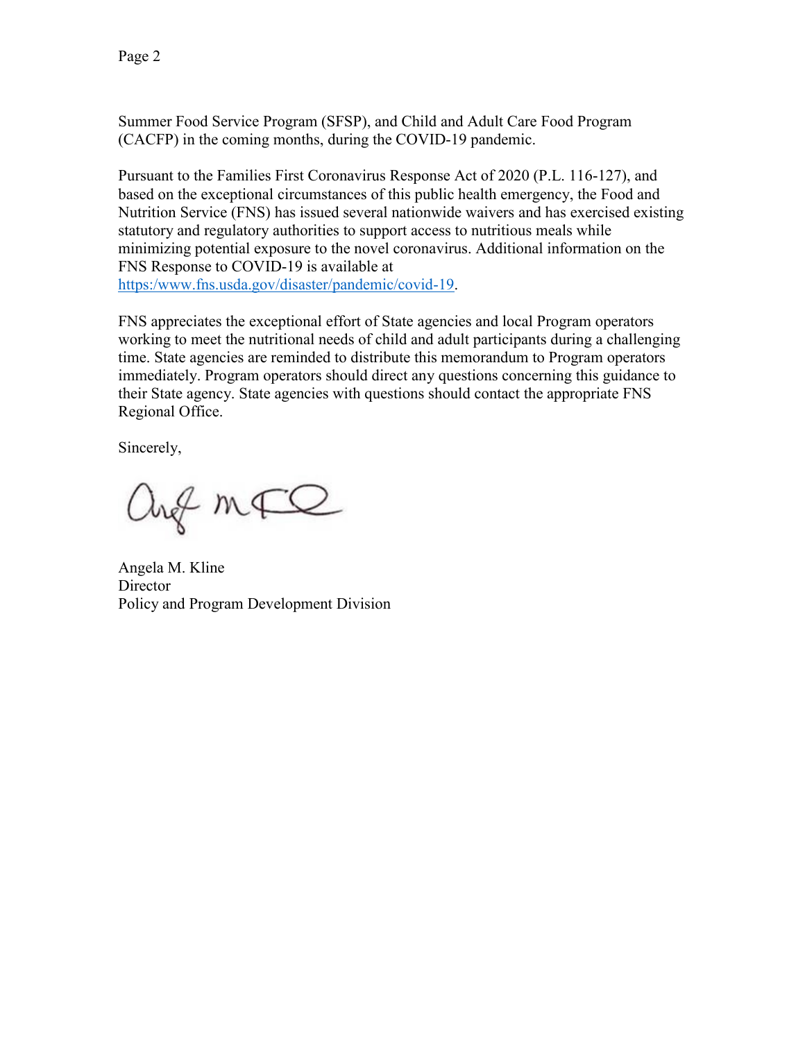Summer Food Service Program (SFSP), and Child and Adult Care Food Program (CACFP) in the coming months, during the COVID-19 pandemic.

Pursuant to the Families First Coronavirus Response Act of 2020 (P.L. 116-127), and based on the exceptional circumstances of this public health emergency, the Food and Nutrition Service (FNS) has issued several nationwide waivers and has exercised existing statutory and regulatory authorities to support access to nutritious meals while minimizing potential exposure to the novel coronavirus. Additional information on the FNS Response to COVID-19 is available at https:/www.fns.usda.gov/disaster/pandemic/covid-19.

FNS appreciates the exceptional effort of State agencies and local Program operators working to meet the nutritional needs of child and adult participants during a challenging time. State agencies are reminded to distribute this memorandum to Program operators immediately. Program operators should direct any questions concerning this guidance to their State agency. State agencies with questions should contact the appropriate FNS Regional Office.

Sincerely,

Angela M. Kline
Director
Policy and Program Development Division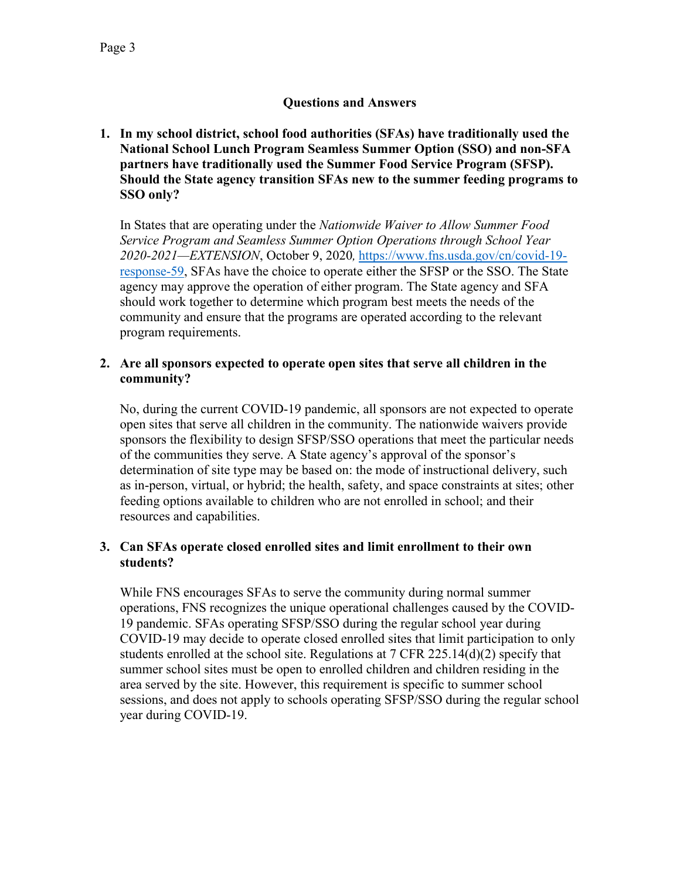## Questions and Answers

1. **In my school district, school food authorities (SFAs) have traditionally used the National School Lunch Program Seamless Summer Option (SSO) and non-SFA partners have traditionally used the Summer Food Service Program (SFSP). Should the State agency transition SFAs new to the summer feeding programs to SSO only?**

   In States that are operating under the *Nationwide Waiver to Allow Summer Food Service Program and Seamless Summer Option Operations through School Year 2020-2021—EXTENSION*, October 9, 2020*,* [https://www.fns.usda.gov/cn/covid-19-response-59](https://www.fns.usda.gov/cn/covid-19-response-59), SFAs have the choice to operate either the SFSP or the SSO. The State agency may approve the operation of either program. The State agency and SFA should work together to determine which program best meets the needs of the community and ensure that the programs are operated according to the relevant program requirements.

2. **Are all sponsors expected to operate open sites that serve all children in the community?**

   No, during the current COVID-19 pandemic, all sponsors are not expected to operate open sites that serve all children in the community. The nationwide waivers provide sponsors the flexibility to design SFSP/SSO operations that meet the particular needs of the communities they serve. A State agency's approval of the sponsor's determination of site type may be based on: the mode of instructional delivery, such as in-person, virtual, or hybrid; the health, safety, and space constraints at sites; other feeding options available to children who are not enrolled in school; and their resources and capabilities.

3. **Can SFAs operate closed enrolled sites and limit enrollment to their own students?**

   While FNS encourages SFAs to serve the community during normal summer operations, FNS recognizes the unique operational challenges caused by the COVID-19 pandemic. SFAs operating SFSP/SSO during the regular school year during COVID-19 may decide to operate closed enrolled sites that limit participation to only students enrolled at the school site. Regulations at 7 CFR 225.14(d)(2) specify that summer school sites must be open to enrolled children and children residing in the area served by the site. However, this requirement is specific to summer school sessions, and does not apply to schools operating SFSP/SSO during the regular school year during COVID-19.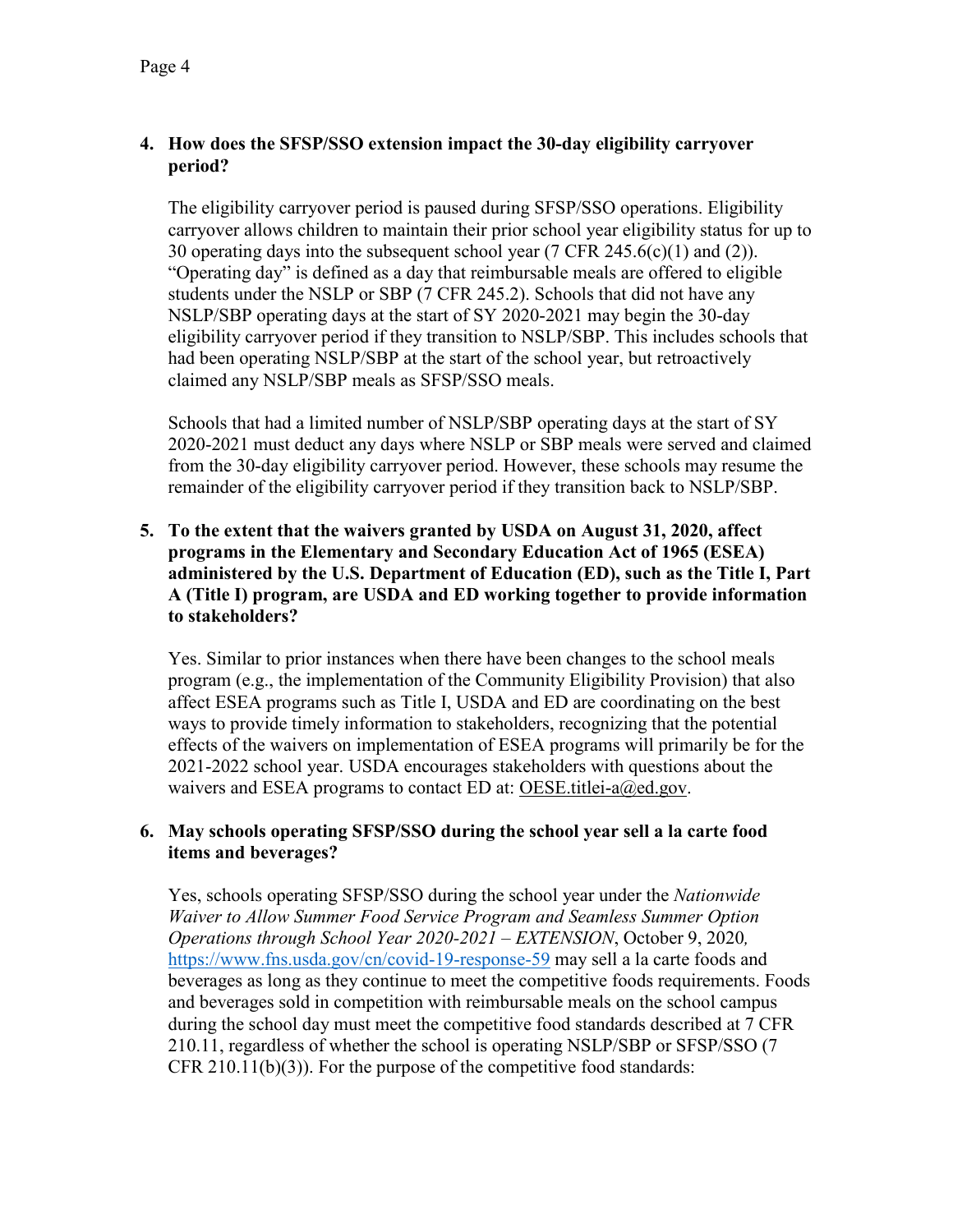**4. How does the SFSP/SSO extension impact the 30-day eligibility carryover period?**

The eligibility carryover period is paused during SFSP/SSO operations. Eligibility carryover allows children to maintain their prior school year eligibility status for up to 30 operating days into the subsequent school year (7 CFR 245.6(c)(1) and (2)). "Operating day" is defined as a day that reimbursable meals are offered to eligible students under the NSLP or SBP (7 CFR 245.2). Schools that did not have any NSLP/SBP operating days at the start of SY 2020-2021 may begin the 30-day eligibility carryover period if they transition to NSLP/SBP. This includes schools that had been operating NSLP/SBP at the start of the school year, but retroactively claimed any NSLP/SBP meals as SFSP/SSO meals.

Schools that had a limited number of NSLP/SBP operating days at the start of SY 2020-2021 must deduct any days where NSLP or SBP meals were served and claimed from the 30-day eligibility carryover period. However, these schools may resume the remainder of the eligibility carryover period if they transition back to NSLP/SBP.

**5. To the extent that the waivers granted by USDA on August 31, 2020, affect programs in the Elementary and Secondary Education Act of 1965 (ESEA) administered by the U.S. Department of Education (ED), such as the Title I, Part A (Title I) program, are USDA and ED working together to provide information to stakeholders?**

Yes. Similar to prior instances when there have been changes to the school meals program (e.g., the implementation of the Community Eligibility Provision) that also affect ESEA programs such as Title I, USDA and ED are coordinating on the best ways to provide timely information to stakeholders, recognizing that the potential effects of the waivers on implementation of ESEA programs will primarily be for the 2021-2022 school year. USDA encourages stakeholders with questions about the waivers and ESEA programs to contact ED at: OESE.titlei-a@ed.gov.

**6. May schools operating SFSP/SSO during the school year sell a la carte food items and beverages?**

Yes, schools operating SFSP/SSO during the school year under the *Nationwide Waiver to Allow Summer Food Service Program and Seamless Summer Option Operations through School Year 2020-2021 – EXTENSION*, October 9, 2020, https://www.fns.usda.gov/cn/covid-19-response-59 may sell a la carte foods and beverages as long as they continue to meet the competitive foods requirements. Foods and beverages sold in competition with reimbursable meals on the school campus during the school day must meet the competitive food standards described at 7 CFR 210.11, regardless of whether the school is operating NSLP/SBP or SFSP/SSO (7 CFR 210.11(b)(3)). For the purpose of the competitive food standards: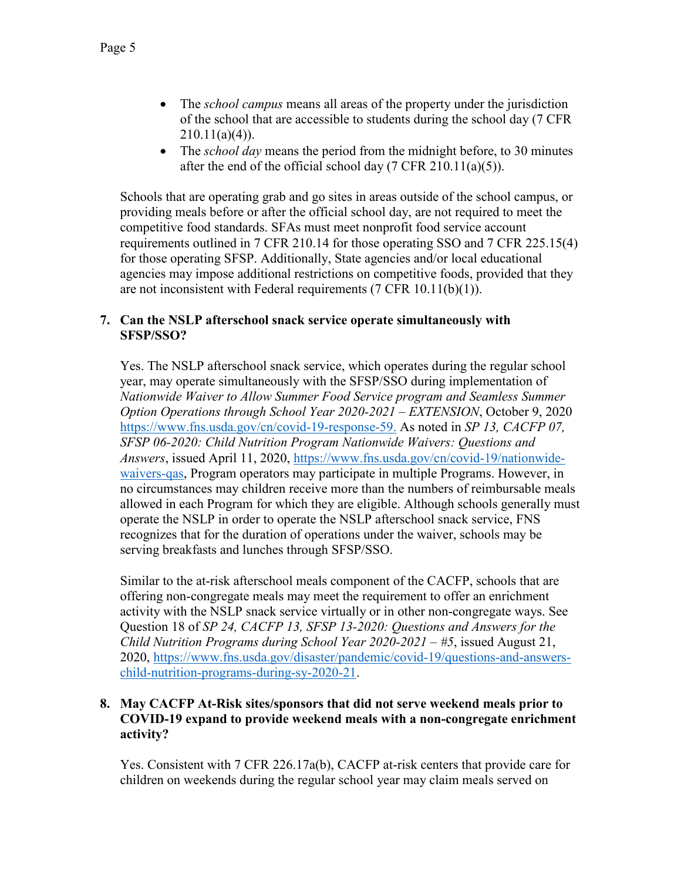- The *school campus* means all areas of the property under the jurisdiction of the school that are accessible to students during the school day (7 CFR 210.11(a)(4)).
- The *school day* means the period from the midnight before, to 30 minutes after the end of the official school day (7 CFR 210.11(a)(5)).

Schools that are operating grab and go sites in areas outside of the school campus, or providing meals before or after the official school day, are not required to meet the competitive food standards. SFAs must meet nonprofit food service account requirements outlined in 7 CFR 210.14 for those operating SSO and 7 CFR 225.15(4) for those operating SFSP. Additionally, State agencies and/or local educational agencies may impose additional restrictions on competitive foods, provided that they are not inconsistent with Federal requirements (7 CFR 10.11(b)(1)).

**7. Can the NSLP afterschool snack service operate simultaneously with SFSP/SSO?**

Yes. The NSLP afterschool snack service, which operates during the regular school year, may operate simultaneously with the SFSP/SSO during implementation of *Nationwide Waiver to Allow Summer Food Service program and Seamless Summer Option Operations through School Year 2020-2021 – EXTENSION*, October 9, 2020 https://www.fns.usda.gov/cn/covid-19-response-59. As noted in *SP 13, CACFP 07, SFSP 06-2020: Child Nutrition Program Nationwide Waivers: Questions and Answers*, issued April 11, 2020, https://www.fns.usda.gov/cn/covid-19/nationwide-waivers-qas, Program operators may participate in multiple Programs. However, in no circumstances may children receive more than the numbers of reimbursable meals allowed in each Program for which they are eligible. Although schools generally must operate the NSLP in order to operate the NSLP afterschool snack service, FNS recognizes that for the duration of operations under the waiver, schools may be serving breakfasts and lunches through SFSP/SSO.

Similar to the at-risk afterschool meals component of the CACFP, schools that are offering non-congregate meals may meet the requirement to offer an enrichment activity with the NSLP snack service virtually or in other non-congregate ways. See Question 18 of *SP 24, CACFP 13, SFSP 13-2020: Questions and Answers for the Child Nutrition Programs during School Year 2020-2021 – #5*, issued August 21, 2020, https://www.fns.usda.gov/disaster/pandemic/covid-19/questions-and-answers-child-nutrition-programs-during-sy-2020-21.

**8. May CACFP At-Risk sites/sponsors that did not serve weekend meals prior to COVID-19 expand to provide weekend meals with a non-congregate enrichment activity?**

Yes. Consistent with 7 CFR 226.17a(b), CACFP at-risk centers that provide care for children on weekends during the regular school year may claim meals served on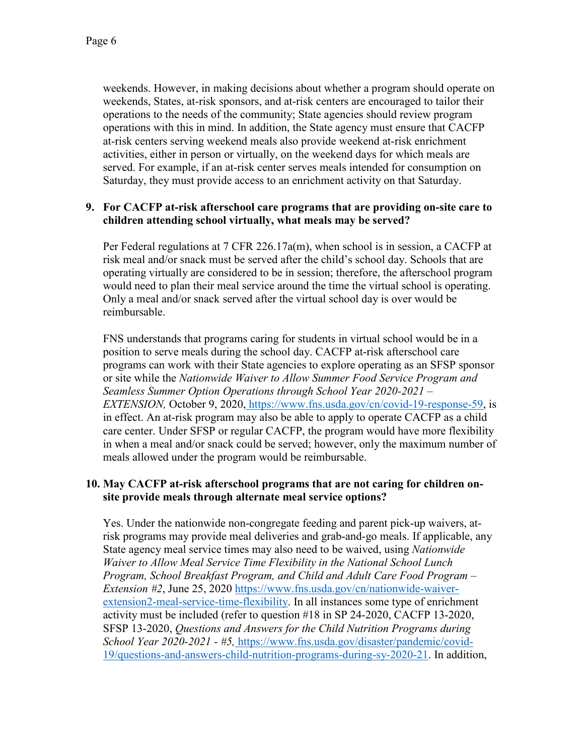weekends. However, in making decisions about whether a program should operate on weekends, States, at-risk sponsors, and at-risk centers are encouraged to tailor their operations to the needs of the community; State agencies should review program operations with this in mind. In addition, the State agency must ensure that CACFP at-risk centers serving weekend meals also provide weekend at-risk enrichment activities, either in person or virtually, on the weekend days for which meals are served. For example, if an at-risk center serves meals intended for consumption on Saturday, they must provide access to an enrichment activity on that Saturday.

**9. For CACFP at-risk afterschool care programs that are providing on-site care to children attending school virtually, what meals may be served?**

Per Federal regulations at 7 CFR 226.17a(m), when school is in session, a CACFP at risk meal and/or snack must be served after the child's school day. Schools that are operating virtually are considered to be in session; therefore, the afterschool program would need to plan their meal service around the time the virtual school is operating. Only a meal and/or snack served after the virtual school day is over would be reimbursable.

FNS understands that programs caring for students in virtual school would be in a position to serve meals during the school day. CACFP at-risk afterschool care programs can work with their State agencies to explore operating as an SFSP sponsor or site while the *Nationwide Waiver to Allow Summer Food Service Program and Seamless Summer Option Operations through School Year 2020-2021 – EXTENSION,* October 9, 2020, https://www.fns.usda.gov/cn/covid-19-response-59, is in effect. An at-risk program may also be able to apply to operate CACFP as a child care center. Under SFSP or regular CACFP, the program would have more flexibility in when a meal and/or snack could be served; however, only the maximum number of meals allowed under the program would be reimbursable.

**10. May CACFP at-risk afterschool programs that are not caring for children on-site provide meals through alternate meal service options?**

Yes. Under the nationwide non-congregate feeding and parent pick-up waivers, at-risk programs may provide meal deliveries and grab-and-go meals. If applicable, any State agency meal service times may also need to be waived, using *Nationwide Waiver to Allow Meal Service Time Flexibility in the National School Lunch Program, School Breakfast Program, and Child and Adult Care Food Program – Extension #2*, June 25, 2020 https://www.fns.usda.gov/cn/nationwide-waiver-extension2-meal-service-time-flexibility. In all instances some type of enrichment activity must be included (refer to question #18 in SP 24-2020, CACFP 13-2020, SFSP 13-2020, *Questions and Answers for the Child Nutrition Programs during School Year 2020-2021 - #5,* https://www.fns.usda.gov/disaster/pandemic/covid-19/questions-and-answers-child-nutrition-programs-during-sy-2020-21. In addition,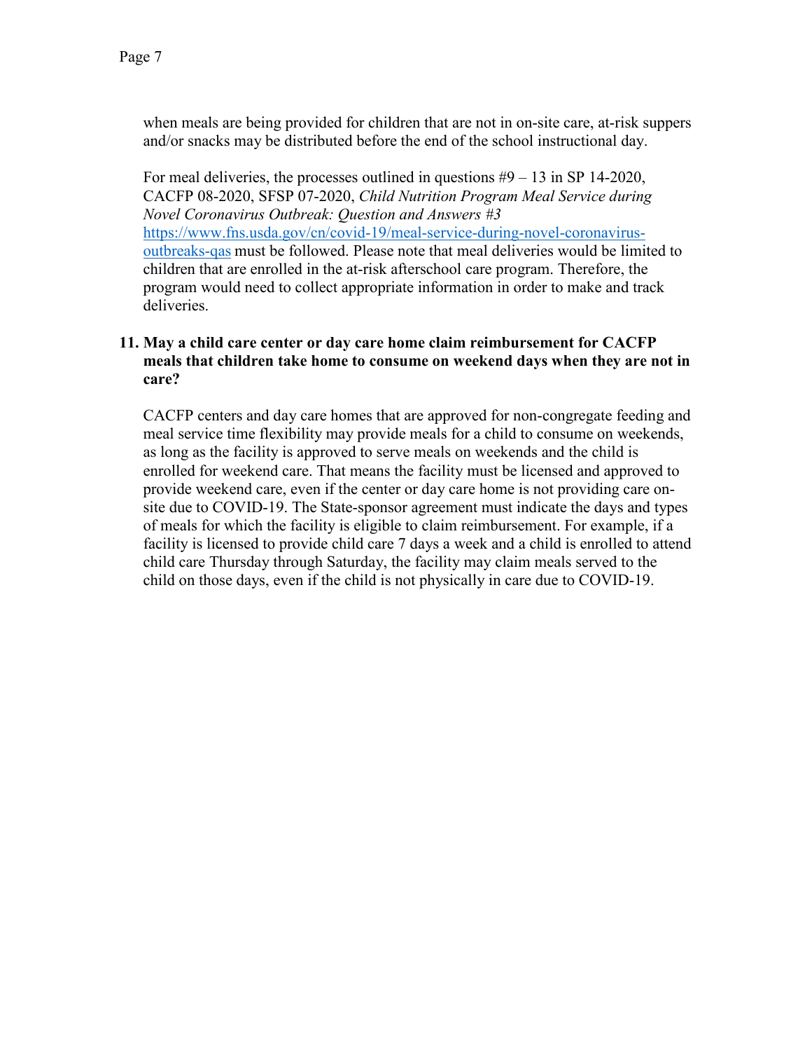when meals are being provided for children that are not in on-site care, at-risk suppers and/or snacks may be distributed before the end of the school instructional day.

For meal deliveries, the processes outlined in questions #9 – 13 in SP 14-2020, CACFP 08-2020, SFSP 07-2020, *Child Nutrition Program Meal Service during Novel Coronavirus Outbreak: Question and Answers #3* [https://www.fns.usda.gov/cn/covid-19/meal-service-during-novel-coronavirus-outbreaks-qas](https://www.fns.usda.gov/cn/covid-19/meal-service-during-novel-coronavirus-outbreaks-qas) must be followed. Please note that meal deliveries would be limited to children that are enrolled in the at-risk afterschool care program. Therefore, the program would need to collect appropriate information in order to make and track deliveries.

**11. May a child care center or day care home claim reimbursement for CACFP meals that children take home to consume on weekend days when they are not in care?**

CACFP centers and day care homes that are approved for non-congregate feeding and meal service time flexibility may provide meals for a child to consume on weekends, as long as the facility is approved to serve meals on weekends and the child is enrolled for weekend care. That means the facility must be licensed and approved to provide weekend care, even if the center or day care home is not providing care on-site due to COVID-19. The State-sponsor agreement must indicate the days and types of meals for which the facility is eligible to claim reimbursement. For example, if a facility is licensed to provide child care 7 days a week and a child is enrolled to attend child care Thursday through Saturday, the facility may claim meals served to the child on those days, even if the child is not physically in care due to COVID-19.